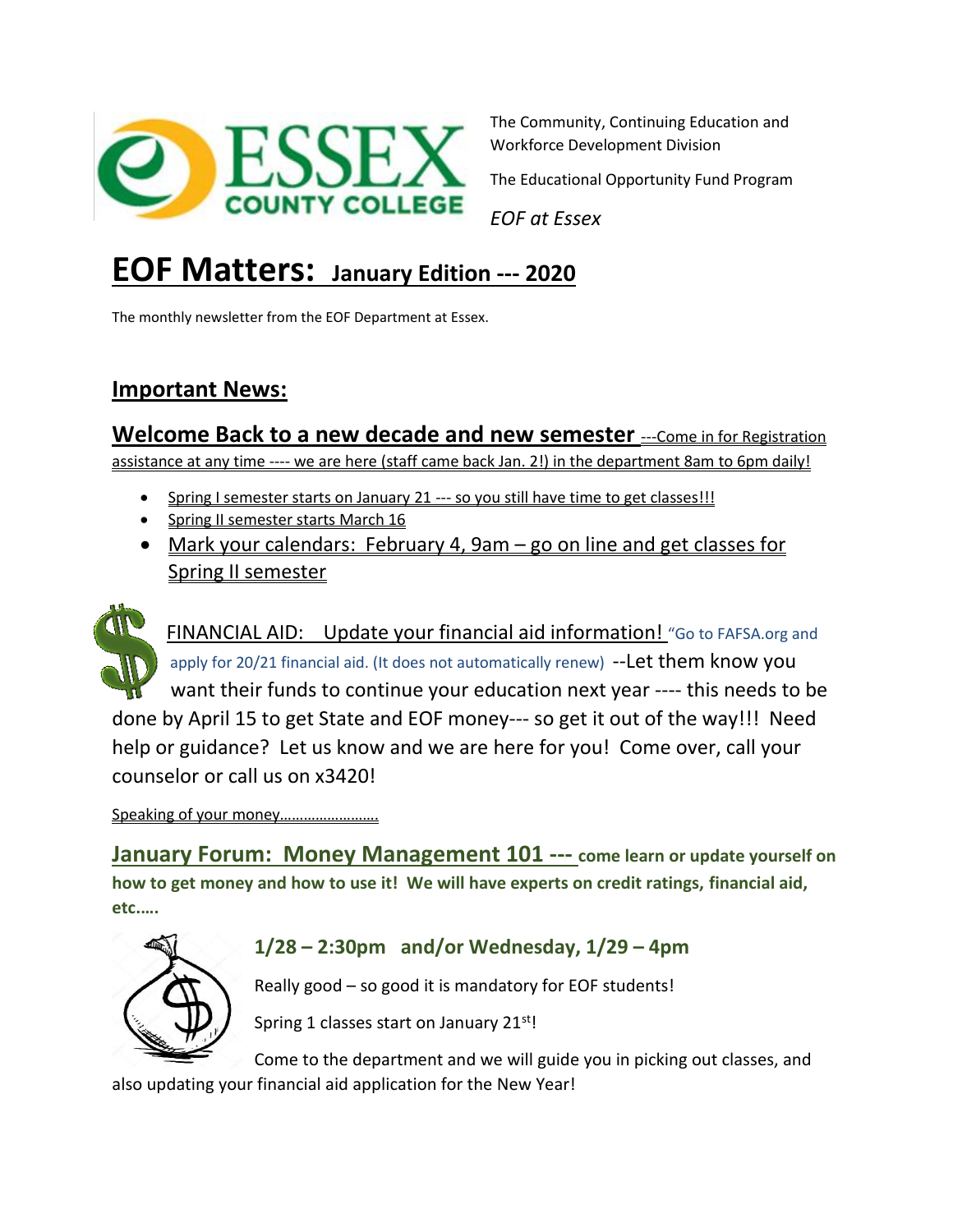The Community, Continuing Education and Workforce Development Division

The Educational Opportunity Fund Program

*EOF at Essex*

# EOF Matters: January Edition --- 2020

The monthly newsletter from the EOF Department at Essex.

## Important News:

### Welcome Back to a new decade and new semester ---Come in for Registration assistance at any time ---- we are here (staff came back Jan. 2!) in the department 8am to 6pm daily!

- Spring I semester starts on January 21 --- so you still have time to get classes!!!
- Spring II semester starts March 16
- Mark your calendars: February 4, 9am – go on line and get classes for Spring II semester

FINANCIAL AID: Update your financial aid information! "Go to FAFSA.org and apply for 20/21 financial aid. (It does not automatically renew) --Let them know you want their funds to continue your education next year ---- this needs to be done by April 15 to get State and EOF money--- so get it out of the way!!! Need help or guidance? Let us know and we are here for you! Come over, call your counselor or call us on x3420!

Speaking of your money……………………..

### January Forum: Money Management 101 --- come learn or update yourself on how to get money and how to use it! We will have experts on credit ratings, financial aid, etc…..

**1/28 – 2:30pm and/or Wednesday, 1/29 – 4pm**

Really good – so good it is mandatory for EOF students!

Spring 1 classes start on January 21st!

Come to the department and we will guide you in picking out classes, and also updating your financial aid application for the New Year!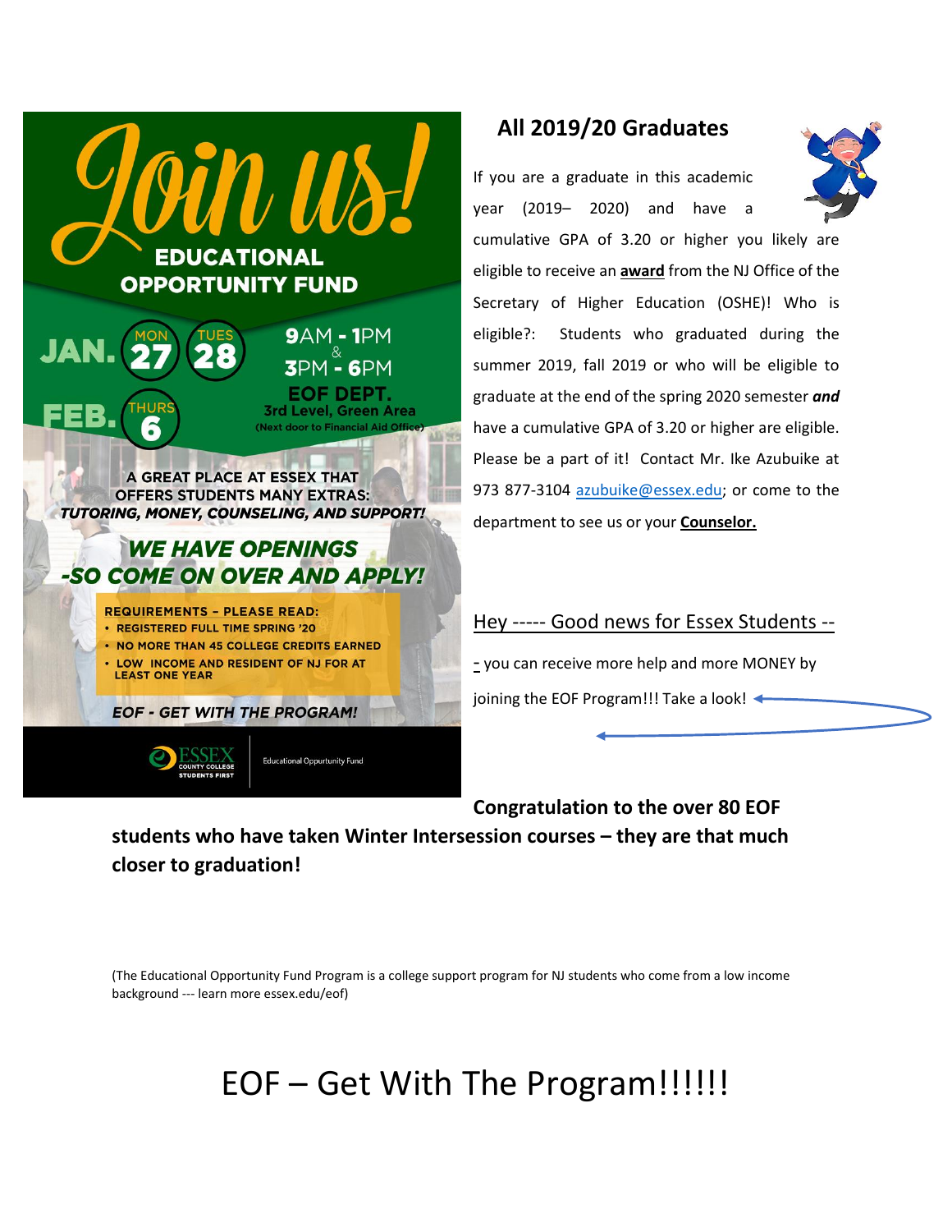# Join us!

## EDUCATIONAL OPPORTUNITY FUND

JAN. MON 27 TUES 28

FEB. THURS 6

9AM - 1PM & 3PM - 6PM

EOF DEPT.
3rd Level, Green Area
(Next door to Financial Aid Office)

A GREAT PLACE AT ESSEX THAT OFFERS STUDENTS MANY EXTRAS: ***TUTORING, MONEY, COUNSELING, AND SUPPORT!***

***WE HAVE OPENINGS -SO COME ON OVER AND APPLY!***

**REQUIREMENTS – PLEASE READ:**

- REGISTERED FULL TIME SPRING '20
- NO MORE THAN 45 COLLEGE CREDITS EARNED
- LOW INCOME AND RESIDENT OF NJ FOR AT LEAST ONE YEAR

***EOF - GET WITH THE PROGRAM!***

ESSEX COUNTY COLLEGE STUDENTS FIRST | Educational Oppurtunity Fund

## All 2019/20 Graduates

If you are a graduate in this academic year (2019– 2020) and have a cumulative GPA of 3.20 or higher you likely are eligible to receive an **award** from the NJ Office of the Secretary of Higher Education (OSHE)! Who is eligible?: Students who graduated during the summer 2019, fall 2019 or who will be eligible to graduate at the end of the spring 2020 semester ***and*** have a cumulative GPA of 3.20 or higher are eligible. Please be a part of it! Contact Mr. Ike Azubuike at 973 877-3104 azubuike@essex.edu; or come to the department to see us or your **Counselor.**

Hey ----- Good news for Essex Students --- you can receive more help and more MONEY by joining the EOF Program!!! Take a look!

**Congratulation to the over 80 EOF students who have taken Winter Intersession courses – they are that much closer to graduation!**

(The Educational Opportunity Fund Program is a college support program for NJ students who come from a low income background --- learn more essex.edu/eof)

# EOF – Get With The Program!!!!!!